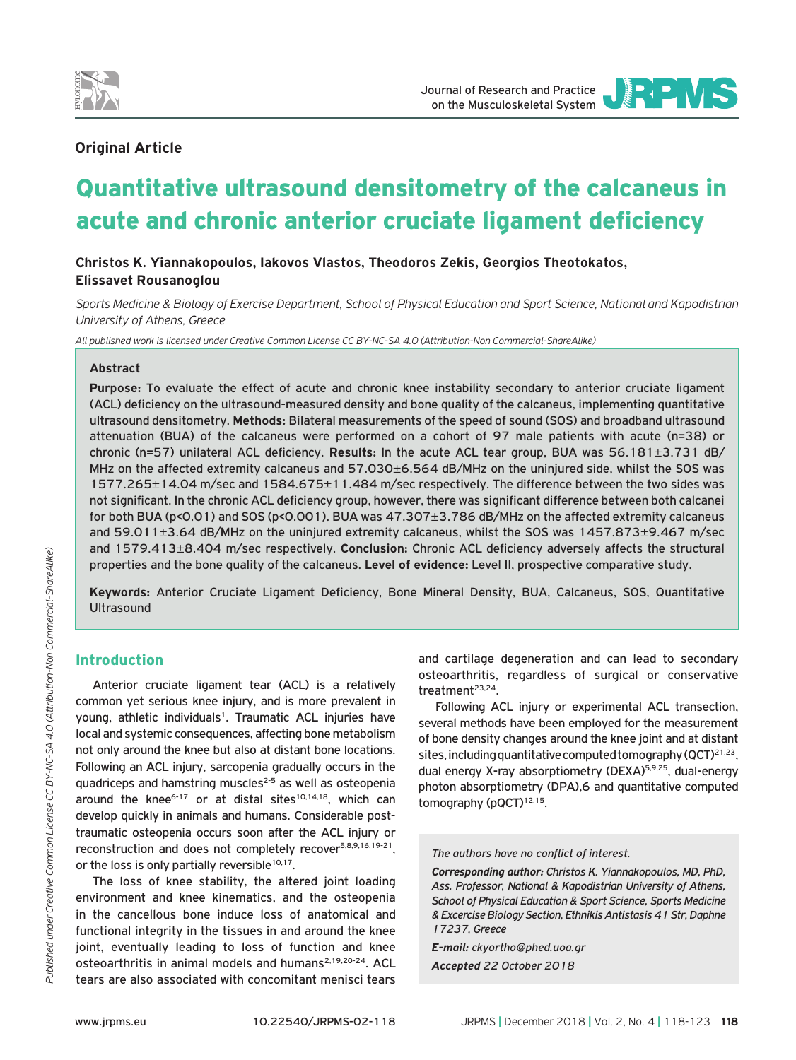**Original Article**

# Quantitative ultrasound densitometry of the calcaneus in acute and chronic anterior cruciate ligament deficiency

**Christos K. Yiannakopoulos, Iakovos Vlastos, Theodoros Zekis, Georgios Theotokatos, Elissavet Rousanoglou**

*Sports Medicine & Biology of Exercise Department, School of Physical Education and Sport Science, National and Kapodistrian University of Athens, Greece*

*All published work is licensed under Creative Common License CC BY-NC-SA 4.0 (Attribution-Non Commercial-ShareAlike)*

### Abstract

**Purpose:** To evaluate the effect of acute and chronic knee instability secondary to anterior cruciate ligament (ACL) deficiency on the ultrasound-measured density and bone quality of the calcaneus, implementing quantitative ultrasound densitometry. **Methods:** Bilateral measurements of the speed of sound (SOS) and broadband ultrasound attenuation (BUA) of the calcaneus were performed on a cohort of 97 male patients with acute (n=38) or chronic (n=57) unilateral ACL deficiency. **Results:** In the acute ACL tear group, BUA was 56.181±3.731 dB/MHz on the affected extremity calcaneus and 57.030±6.564 dB/MHz on the uninjured side, whilst the SOS was 1577.265±14.04 m/sec and 1584.675±11.484 m/sec respectively. The difference between the two sides was not significant. In the chronic ACL deficiency group, however, there was significant difference between both calcanei for both BUA ($p<0.01$) and SOS ($p<0.001$). BUA was 47.307±3.786 dB/MHz on the affected extremity calcaneus and 59.011±3.64 dB/MHz on the uninjured extremity calcaneus, whilst the SOS was 1457.873±9.467 m/sec and 1579.413±8.404 m/sec respectively. **Conclusion:** Chronic ACL deficiency adversely affects the structural properties and the bone quality of the calcaneus. **Level of evidence:** Level II, prospective comparative study.

**Keywords:** Anterior Cruciate Ligament Deficiency, Bone Mineral Density, BUA, Calcaneus, SOS, Quantitative Ultrasound

## Introduction

Anterior cruciate ligament tear (ACL) is a relatively common yet serious knee injury, and is more prevalent in young, athletic individuals[1]. Traumatic ACL injuries have local and systemic consequences, affecting bone metabolism not only around the knee but also at distant bone locations. Following an ACL injury, sarcopenia gradually occurs in the quadriceps and hamstring muscles[2-5] as well as osteopenia around the knee[6-17] or at distal sites[10,14,18], which can develop quickly in animals and humans. Considerable post-traumatic osteopenia occurs soon after the ACL injury or reconstruction and does not completely recover[5,8,9,16,19-21], or the loss is only partially reversible[10,17].

The loss of knee stability, the altered joint loading environment and knee kinematics, and the osteopenia in the cancellous bone induce loss of anatomical and functional integrity in the tissues in and around the knee joint, eventually leading to loss of function and knee osteoarthritis in animal models and humans[2,19,20-24]. ACL tears are also associated with concomitant menisci tears and cartilage degeneration and can lead to secondary osteoarthritis, regardless of surgical or conservative treatment[23,24].

Following ACL injury or experimental ACL transection, several methods have been employed for the measurement of bone density changes around the knee joint and at distant sites, including quantitative computed tomography (QCT)[21,23], dual energy X-ray absorptiometry (DEXA)[5,9,25], dual-energy photon absorptiometry (DPA),6 and quantitative computed tomography (pQCT)[12,15].

*The authors have no conflict of interest.*

***Corresponding author:*** *Christos K. Yiannakopoulos, MD, PhD, Ass. Professor, National & Kapodistrian University of Athens, School of Physical Education & Sport Science, Sports Medicine & Excercise Biology Section, Ethnikis Antistasis 41 Str, Daphne 17237, Greece*

***E-mail:*** *ckyortho@phed.uoa.gr*

***Accepted*** *22 October 2018*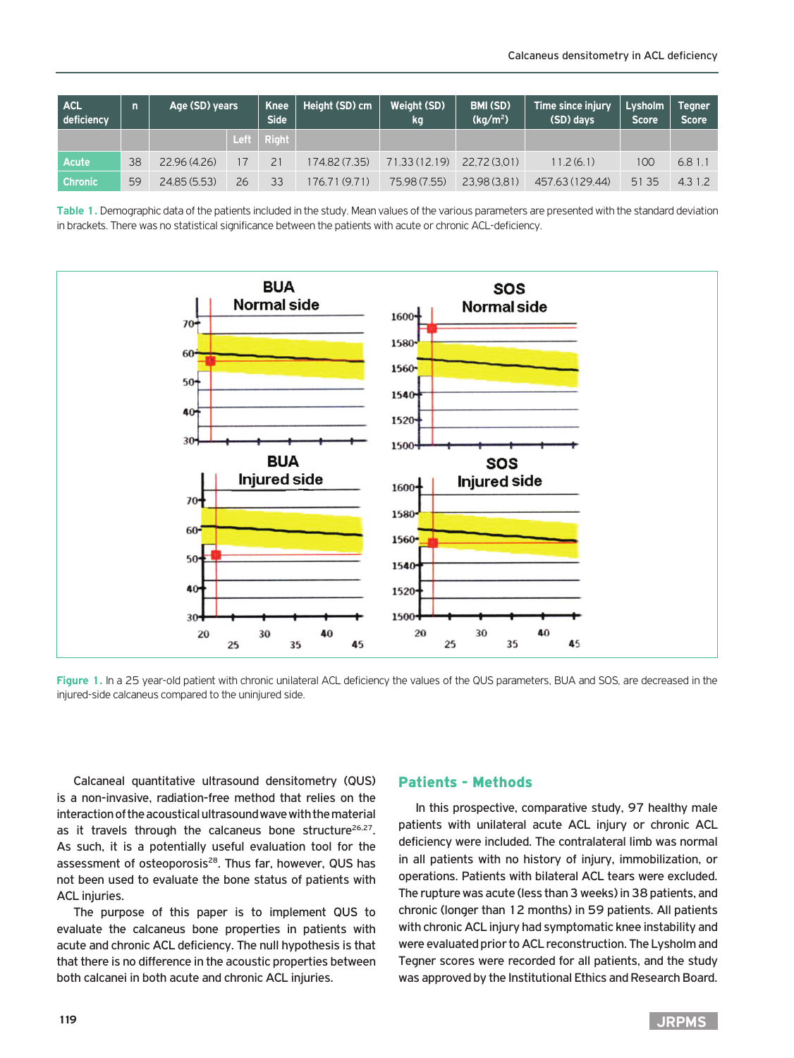| ACL deficiency | n | Age (SD) years | Knee Side | | Height (SD) cm | Weight (SD) kg | BMI (SD) (kg/m$^2$) | Time since injury (SD) days | Lysholm Score | Tegner Score |
|---|---|---|---|---|---|---|---|---|---|---|
| | | | Left | Right | | | | | | |
| Acute | 38 | 22.96 (4.26) | 17 | 21 | 174.82 (7.35) | 71.33 (12.19) | 22,72 (3,01) | 11.2 (6.1) | 100 | 6.8 1.1 |
| Chronic | 59 | 24.85 (5.53) | 26 | 33 | 176.71 (9.71) | 75.98 (7.55) | 23,98 (3,81) | 457.63 (129.44) | 51 35 | 4.3 1.2 |

**Table 1.** Demographic data of the patients included in the study. Mean values of the various parameters are presented with the standard deviation in brackets. There was no statistical significance between the patients with acute or chronic ACL-deficiency.

**Figure 1.** In a 25 year-old patient with chronic unilateral ACL deficiency the values of the QUS parameters, BUA and SOS, are decreased in the injured-side calcaneus compared to the uninjured side.

Calcaneal quantitative ultrasound densitometry (QUS) is a non-invasive, radiation-free method that relies on the interaction of the acoustical ultrasound wave with the material as it travels through the calcaneus bone structure[26,27]. As such, it is a potentially useful evaluation tool for the assessment of osteoporosis[28]. Thus far, however, QUS has not been used to evaluate the bone status of patients with ACL injuries.

The purpose of this paper is to implement QUS to evaluate the calcaneus bone properties in patients with acute and chronic ACL deficiency. The null hypothesis is that that there is no difference in the acoustic properties between both calcanei in both acute and chronic ACL injuries.

## Patients - Methods

In this prospective, comparative study, 97 healthy male patients with unilateral acute ACL injury or chronic ACL deficiency were included. The contralateral limb was normal in all patients with no history of injury, immobilization, or operations. Patients with bilateral ACL tears were excluded. The rupture was acute (less than 3 weeks) in 38 patients, and chronic (longer than 12 months) in 59 patients. All patients with chronic ACL injury had symptomatic knee instability and were evaluated prior to ACL reconstruction. The Lysholm and Tegner scores were recorded for all patients, and the study was approved by the Institutional Ethics and Research Board.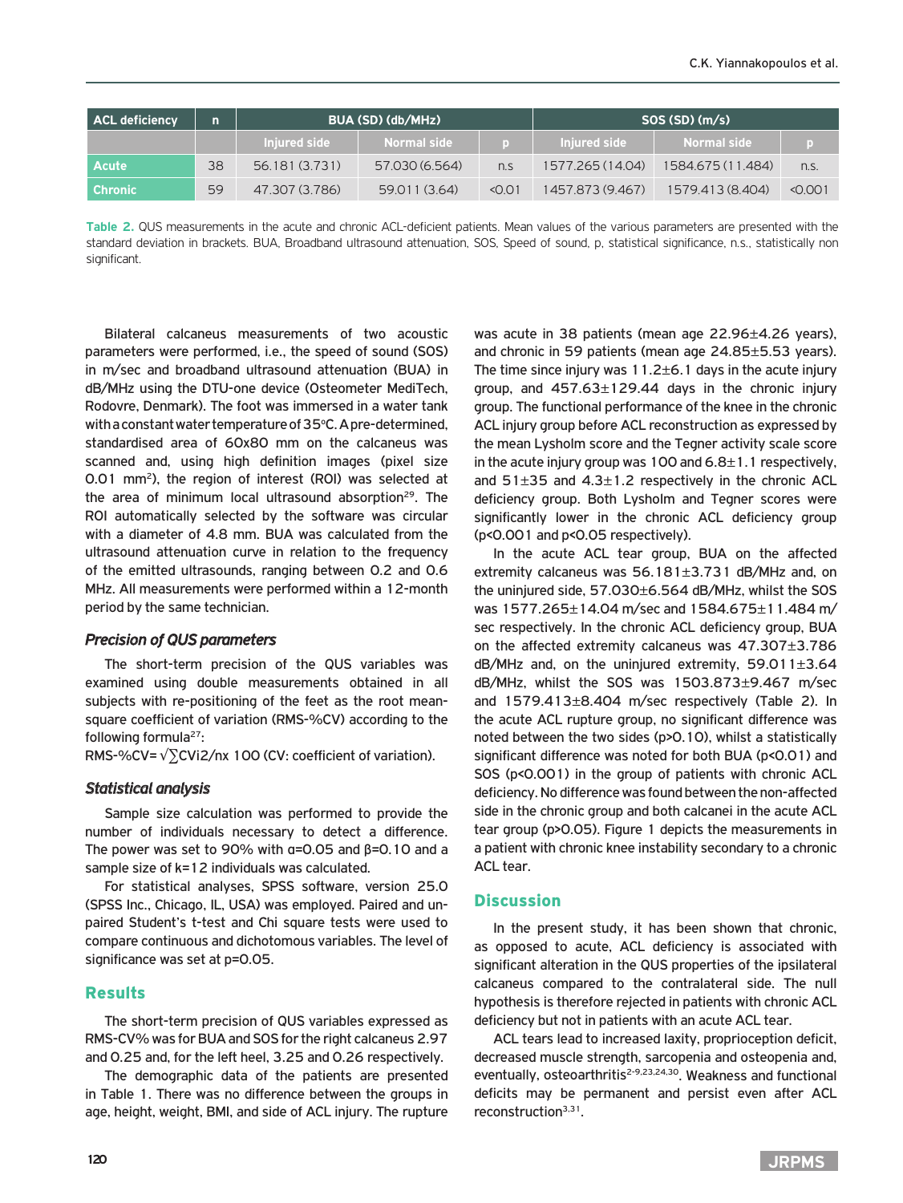| ACL deficiency | n | BUA (SD) (db/MHz) | | | SOS (SD) (m/s) | | |
|---|---|---|---|---|---|---|---|
| | | Injured side | Normal side | p | Injured side | Normal side | p |
| Acute | 38 | 56.181 (3.731) | 57.030 (6.564) | n.s | 1577.265 (14.04) | 1584.675 (11.484) | n.s. |
| Chronic | 59 | 47.307 (3.786) | 59.011 (3.64) | <0.01 | 1457.873 (9.467) | 1579.413 (8.404) | <0.001 |

**Table 2.** QUS measurements in the acute and chronic ACL-deficient patients. Mean values of the various parameters are presented with the standard deviation in brackets. BUA, Broadband ultrasound attenuation, SOS, Speed of sound, p, statistical significance, n.s., statistically non significant.

Bilateral calcaneus measurements of two acoustic parameters were performed, i.e., the speed of sound (SOS) in m/sec and broadband ultrasound attenuation (BUA) in dB/MHz using the DTU-one device (Osteometer MediTech, Rodovre, Denmark). The foot was immersed in a water tank with a constant water temperature of 35°C. A pre-determined, standardised area of 60x80 mm on the calcaneus was scanned and, using high definition images (pixel size 0.01 $mm^2$), the region of interest (ROI) was selected at the area of minimum local ultrasound absorption[29]. The ROI automatically selected by the software was circular with a diameter of 4.8 mm. BUA was calculated from the ultrasound attenuation curve in relation to the frequency of the emitted ultrasounds, ranging between 0.2 and 0.6 MHz. All measurements were performed within a 12-month period by the same technician.

### *Precision of QUS parameters*

The short-term precision of the QUS variables was examined using double measurements obtained in all subjects with re-positioning of the feet as the root mean-square coefficient of variation (RMS-%CV) according to the following formula[27]:

RMS-%CV= $\sqrt{\sum CVi2/n}$x 100 (CV: coefficient of variation).

### *Statistical analysis*

Sample size calculation was performed to provide the number of individuals necessary to detect a difference. The power was set to 90% with $\alpha$=0.05 and $\beta$=0.10 and a sample size of k=12 individuals was calculated.

For statistical analyses, SPSS software, version 25.0 (SPSS Inc., Chicago, IL, USA) was employed. Paired and unpaired Student's t-test and Chi square tests were used to compare continuous and dichotomous variables. The level of significance was set at p=0.05.

## Results

The short-term precision of QUS variables expressed as RMS-CV% was for BUA and SOS for the right calcaneus 2.97 and 0.25 and, for the left heel, 3.25 and 0.26 respectively.

The demographic data of the patients are presented in Table 1. There was no difference between the groups in age, height, weight, BMI, and side of ACL injury. The rupture was acute in 38 patients (mean age 22.96±4.26 years), and chronic in 59 patients (mean age 24.85±5.53 years). The time since injury was 11.2±6.1 days in the acute injury group, and 457.63±129.44 days in the chronic injury group. The functional performance of the knee in the chronic ACL injury group before ACL reconstruction as expressed by the mean Lysholm score and the Tegner activity scale score in the acute injury group was 100 and 6.8±1.1 respectively, and 51±35 and 4.3±1.2 respectively in the chronic ACL deficiency group. Both Lysholm and Tegner scores were significantly lower in the chronic ACL deficiency group ($p<0.001$ and $p<0.05$ respectively).

In the acute ACL tear group, BUA on the affected extremity calcaneus was 56.181±3.731 dB/MHz and, on the uninjured side, 57.030±6.564 dB/MHz, whilst the SOS was 1577.265±14.04 m/sec and 1584.675±11.484 m/sec respectively. In the chronic ACL deficiency group, BUA on the affected extremity calcaneus was 47.307±3.786 dB/MHz and, on the uninjured extremity, 59.011±3.64 dB/MHz, whilst the SOS was 1503.873±9.467 m/sec and 1579.413±8.404 m/sec respectively (Table 2). In the acute ACL rupture group, no significant difference was noted between the two sides ($p>0.10$), whilst a statistically significant difference was noted for both BUA ($p<0.01$) and SOS ($p<0.001$) in the group of patients with chronic ACL deficiency. No difference was found between the non-affected side in the chronic group and both calcanei in the acute ACL tear group ($p>0.05$). Figure 1 depicts the measurements in a patient with chronic knee instability secondary to a chronic ACL tear.

## Discussion

In the present study, it has been shown that chronic, as opposed to acute, ACL deficiency is associated with significant alteration in the QUS properties of the ipsilateral calcaneus compared to the contralateral side. The null hypothesis is therefore rejected in patients with chronic ACL deficiency but not in patients with an acute ACL tear.

ACL tears lead to increased laxity, proprioception deficit, decreased muscle strength, sarcopenia and osteopenia and, eventually, osteoarthritis[2-9,23,24,30]. Weakness and functional deficits may be permanent and persist even after ACL reconstruction[3,31].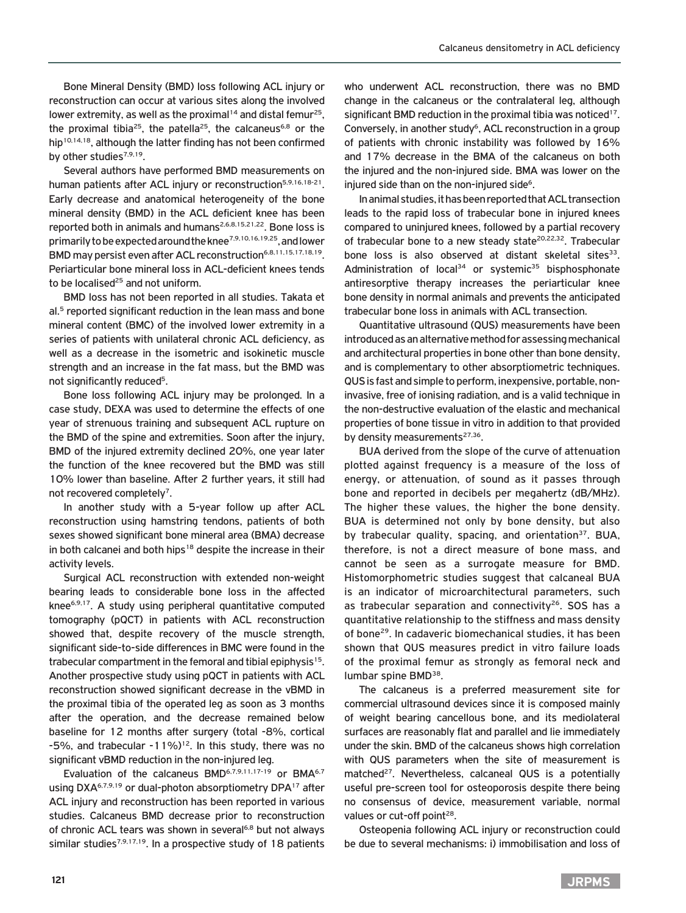Bone Mineral Density (BMD) loss following ACL injury or reconstruction can occur at various sites along the involved lower extremity, as well as the proximal[14] and distal femur[25], the proximal tibia[25], the patella[25], the calcaneus[6,8] or the hip[10,14,18], although the latter finding has not been confirmed by other studies[7,9,19].

Several authors have performed BMD measurements on human patients after ACL injury or reconstruction[5,9,16,18-21]. Early decrease and anatomical heterogeneity of the bone mineral density (BMD) in the ACL deficient knee has been reported both in animals and humans[2,6,8,15,21,22]. Bone loss is primarily to be expected around the knee[7,9,10,16,19,25], and lower BMD may persist even after ACL reconstruction[6,8,11,15,17,18,19]. Periarticular bone mineral loss in ACL-deficient knees tends to be localised[25] and not uniform.

BMD loss has not been reported in all studies. Takata et al.[5] reported significant reduction in the lean mass and bone mineral content (BMC) of the involved lower extremity in a series of patients with unilateral chronic ACL deficiency, as well as a decrease in the isometric and isokinetic muscle strength and an increase in the fat mass, but the BMD was not significantly reduced[5].

Bone loss following ACL injury may be prolonged. In a case study, DEXA was used to determine the effects of one year of strenuous training and subsequent ACL rupture on the BMD of the spine and extremities. Soon after the injury, BMD of the injured extremity declined 20%, one year later the function of the knee recovered but the BMD was still 10% lower than baseline. After 2 further years, it still had not recovered completely[7].

In another study with a 5-year follow up after ACL reconstruction using hamstring tendons, patients of both sexes showed significant bone mineral area (BMA) decrease in both calcanei and both hips[18] despite the increase in their activity levels.

Surgical ACL reconstruction with extended non-weight bearing leads to considerable bone loss in the affected knee[6,9,17]. A study using peripheral quantitative computed tomography (pQCT) in patients with ACL reconstruction showed that, despite recovery of the muscle strength, significant side-to-side differences in BMC were found in the trabecular compartment in the femoral and tibial epiphysis[15]. Another prospective study using pQCT in patients with ACL reconstruction showed significant decrease in the vBMD in the proximal tibia of the operated leg as soon as 3 months after the operation, and the decrease remained below baseline for 12 months after surgery (total -8%, cortical -5%, and trabecular -11%)[12]. In this study, there was no significant vBMD reduction in the non-injured leg.

Evaluation of the calcaneus BMD[6,7,9,11,17-19] or BMA[6,7] using DXA[6,7,9,19] or dual-photon absorptiometry DPA[17] after ACL injury and reconstruction has been reported in various studies. Calcaneus BMD decrease prior to reconstruction of chronic ACL tears was shown in several[6,8] but not always similar studies[7,9,17,19]. In a prospective study of 18 patients who underwent ACL reconstruction, there was no BMD change in the calcaneus or the contralateral leg, although significant BMD reduction in the proximal tibia was noticed[17]. Conversely, in another study[6], ACL reconstruction in a group of patients with chronic instability was followed by 16% and 17% decrease in the BMA of the calcaneus on both the injured and the non-injured side. BMA was lower on the injured side than on the non-injured side[6].

In animal studies, it has been reported that ACL transection leads to the rapid loss of trabecular bone in injured knees compared to uninjured knees, followed by a partial recovery of trabecular bone to a new steady state[20,22,32]. Trabecular bone loss is also observed at distant skeletal sites[33]. Administration of local[34] or systemic[35] bisphosphonate antiresorptive therapy increases the periarticular knee bone density in normal animals and prevents the anticipated trabecular bone loss in animals with ACL transection.

Quantitative ultrasound (QUS) measurements have been introduced as an alternative method for assessing mechanical and architectural properties in bone other than bone density, and is complementary to other absorptiometric techniques. QUS is fast and simple to perform, inexpensive, portable, non-invasive, free of ionising radiation, and is a valid technique in the non-destructive evaluation of the elastic and mechanical properties of bone tissue in vitro in addition to that provided by density measurements[27,36].

BUA derived from the slope of the curve of attenuation plotted against frequency is a measure of the loss of energy, or attenuation, of sound as it passes through bone and reported in decibels per megahertz (dB/MHz). The higher these values, the higher the bone density. BUA is determined not only by bone density, but also by trabecular quality, spacing, and orientation[37]. BUA, therefore, is not a direct measure of bone mass, and cannot be seen as a surrogate measure for BMD. Histomorphometric studies suggest that calcaneal BUA is an indicator of microarchitectural parameters, such as trabecular separation and connectivity[26]. SOS has a quantitative relationship to the stiffness and mass density of bone[29]. In cadaveric biomechanical studies, it has been shown that QUS measures predict in vitro failure loads of the proximal femur as strongly as femoral neck and lumbar spine BMD[38].

The calcaneus is a preferred measurement site for commercial ultrasound devices since it is composed mainly of weight bearing cancellous bone, and its mediolateral surfaces are reasonably flat and parallel and lie immediately under the skin. BMD of the calcaneus shows high correlation with QUS parameters when the site of measurement is matched[27]. Nevertheless, calcaneal QUS is a potentially useful pre-screen tool for osteoporosis despite there being no consensus of device, measurement variable, normal values or cut-off point[28].

Osteopenia following ACL injury or reconstruction could be due to several mechanisms: i) immobilisation and loss of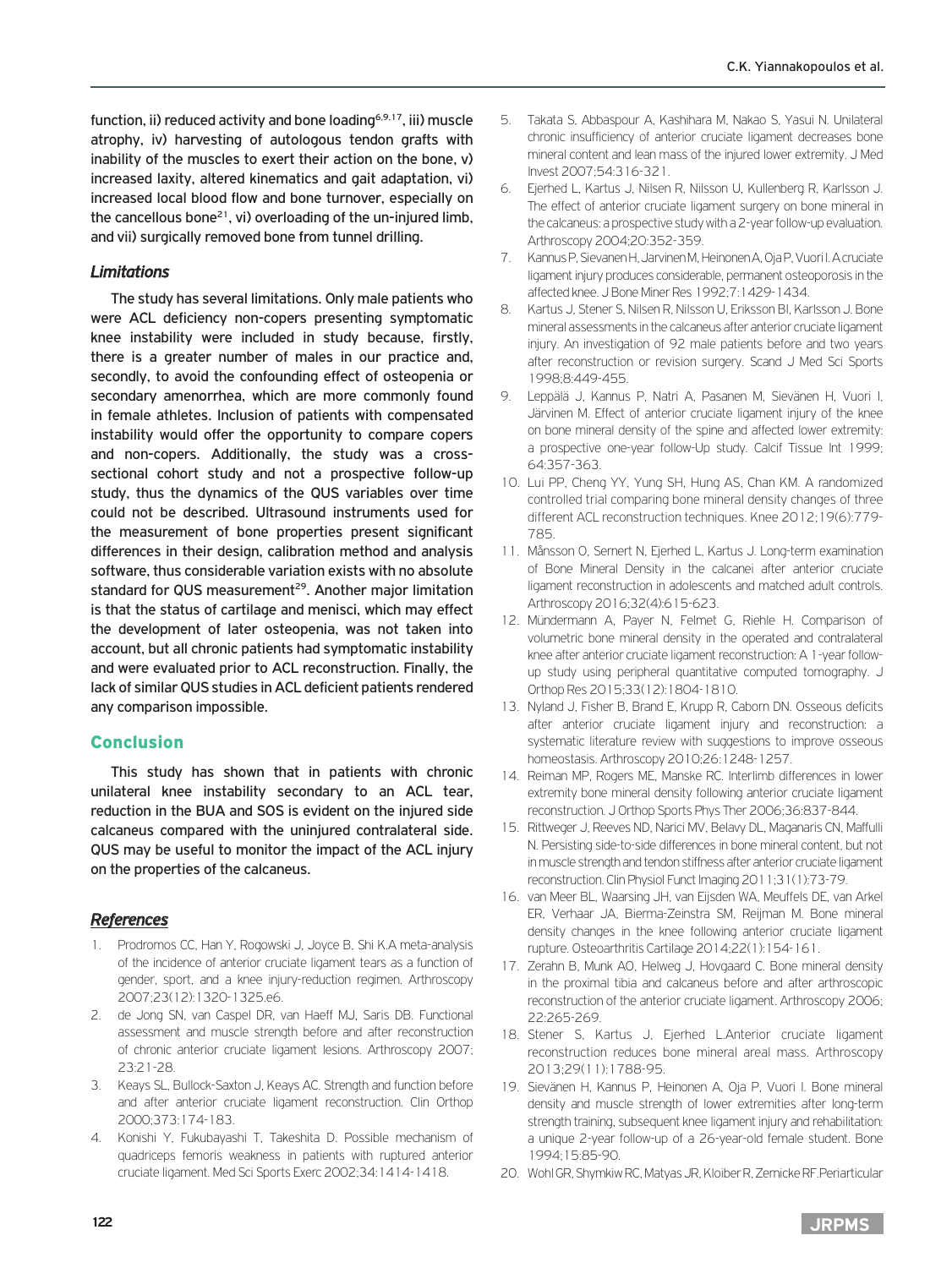function, ii) reduced activity and bone loading[6,9,17], iii) muscle atrophy, iv) harvesting of autologous tendon grafts with inability of the muscles to exert their action on the bone, v) increased laxity, altered kinematics and gait adaptation, vi) increased local blood flow and bone turnover, especially on the cancellous bone[21], vi) overloading of the un-injured limb, and vii) surgically removed bone from tunnel drilling.

### *Limitations*

The study has several limitations. Only male patients who were ACL deficiency non-copers presenting symptomatic knee instability were included in study because, firstly, there is a greater number of males in our practice and, secondly, to avoid the confounding effect of osteopenia or secondary amenorrhea, which are more commonly found in female athletes. Inclusion of patients with compensated instability would offer the opportunity to compare copers and non-copers. Additionally, the study was a cross-sectional cohort study and not a prospective follow-up study, thus the dynamics of the QUS variables over time could not be described. Ultrasound instruments used for the measurement of bone properties present significant differences in their design, calibration method and analysis software, thus considerable variation exists with no absolute standard for QUS measurement[29]. Another major limitation is that the status of cartilage and menisci, which may effect the development of later osteopenia, was not taken into account, but all chronic patients had symptomatic instability and were evaluated prior to ACL reconstruction. Finally, the lack of similar QUS studies in ACL deficient patients rendered any comparison impossible.

## Conclusion

This study has shown that in patients with chronic unilateral knee instability secondary to an ACL tear, reduction in the BUA and SOS is evident on the injured side calcaneus compared with the uninjured contralateral side. QUS may be useful to monitor the impact of the ACL injury on the properties of the calcaneus.

### *References*

1. Prodromos CC, Han Y, Rogowski J, Joyce B, Shi K.A meta-analysis of the incidence of anterior cruciate ligament tears as a function of gender, sport, and a knee injury-reduction regimen. Arthroscopy 2007;23(12):1320-1325.e6.
2. de Jong SN, van Caspel DR, van Haeff MJ, Saris DB. Functional assessment and muscle strength before and after reconstruction of chronic anterior cruciate ligament lesions. Arthroscopy 2007; 23:21-28.
3. Keays SL, Bullock-Saxton J, Keays AC. Strength and function before and after anterior cruciate ligament reconstruction. Clin Orthop 2000;373:174-183.
4. Konishi Y, Fukubayashi T, Takeshita D. Possible mechanism of quadriceps femoris weakness in patients with ruptured anterior cruciate ligament. Med Sci Sports Exerc 2002;34:1414-1418.
5. Takata S, Abbaspour A, Kashihara M, Nakao S, Yasui N. Unilateral chronic insufficiency of anterior cruciate ligament decreases bone mineral content and lean mass of the injured lower extremity. J Med Invest 2007;54:316-321.
6. Ejerhed L, Kartus J, Nilsen R, Nilsson U, Kullenberg R, Karlsson J. The effect of anterior cruciate ligament surgery on bone mineral in the calcaneus: a prospective study with a 2-year follow-up evaluation. Arthroscopy 2004;20:352-359.
7. Kannus P, Sievanen H, Jarvinen M, Heinonen A, Oja P, Vuori I. A cruciate ligament injury produces considerable, permanent osteoporosis in the affected knee. J Bone Miner Res 1992;7:1429-1434.
8. Kartus J, Stener S, Nilsen R, Nilsson U, Eriksson BI, Karlsson J. Bone mineral assessments in the calcaneus after anterior cruciate ligament injury. An investigation of 92 male patients before and two years after reconstruction or revision surgery. Scand J Med Sci Sports 1998;8:449-455.
9. Leppälä J, Kannus P, Natri A, Pasanen M, Sievänen H, Vuori I, Järvinen M. Effect of anterior cruciate ligament injury of the knee on bone mineral density of the spine and affected lower extremity: a prospective one-year follow-Up study. Calcif Tissue Int 1999; 64:357-363.
10. Lui PP, Cheng YY, Yung SH, Hung AS, Chan KM. A randomized controlled trial comparing bone mineral density changes of three different ACL reconstruction techniques. Knee 2012;19(6):779-785.
11. Månsson O, Sernert N, Ejerhed L, Kartus J. Long-term examination of Bone Mineral Density in the calcanei after anterior cruciate ligament reconstruction in adolescents and matched adult controls. Arthroscopy 2016;32(4):615-623.
12. Mündermann A, Payer N, Felmet G, Riehle H. Comparison of volumetric bone mineral density in the operated and contralateral knee after anterior cruciate ligament reconstruction: A 1-year follow-up study using peripheral quantitative computed tomography. J Orthop Res 2015;33(12):1804-1810.
13. Nyland J, Fisher B, Brand E, Krupp R, Caborn DN. Osseous deficits after anterior cruciate ligament injury and reconstruction: a systematic literature review with suggestions to improve osseous homeostasis. Arthroscopy 2010;26:1248-1257.
14. Reiman MP, Rogers ME, Manske RC. Interlimb differences in lower extremity bone mineral density following anterior cruciate ligament reconstruction. J Orthop Sports Phys Ther 2006;36:837-844.
15. Rittweger J, Reeves ND, Narici MV, Belavy DL, Maganaris CN, Maffulli N. Persisting side-to-side differences in bone mineral content, but not in muscle strength and tendon stiffness after anterior cruciate ligament reconstruction. Clin Physiol Funct Imaging 2011;31(1):73-79.
16. van Meer BL, Waarsing JH, van Eijsden WA, Meuffels DE, van Arkel ER, Verhaar JA, Bierma-Zeinstra SM, Reijman M. Bone mineral density changes in the knee following anterior cruciate ligament rupture. Osteoarthritis Cartilage 2014;22(1):154-161.
17. Zerahn B, Munk AO, Helweg J, Hovgaard C. Bone mineral density in the proximal tibia and calcaneus before and after arthroscopic reconstruction of the anterior cruciate ligament. Arthroscopy 2006; 22:265-269.
18. Stener S, Kartus J, Ejerhed L.Anterior cruciate ligament reconstruction reduces bone mineral areal mass. Arthroscopy 2013;29(11):1788-95.
19. Sievänen H, Kannus P, Heinonen A, Oja P, Vuori I. Bone mineral density and muscle strength of lower extremities after long-term strength training, subsequent knee ligament injury and rehabilitation: a unique 2-year follow-up of a 26-year-old female student. Bone 1994;15:85-90.
20. Wohl GR, Shymkiw RC, Matyas JR, Kloiber R, Zernicke RF.Periarticular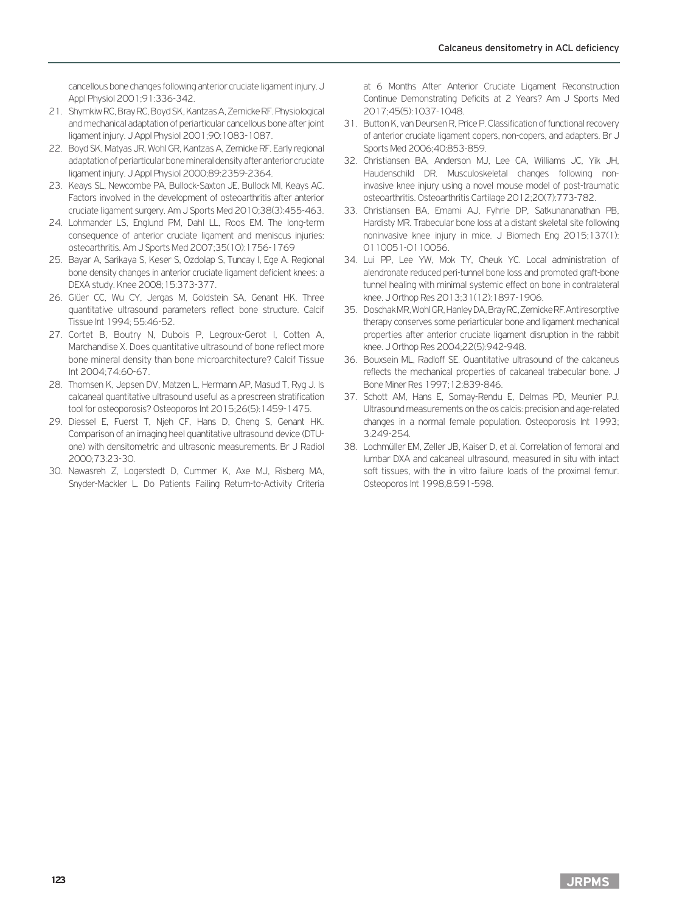cancellous bone changes following anterior cruciate ligament injury. J Appl Physiol 2001;91:336-342.

21. Shymkiw RC, Bray RC, Boyd SK, Kantzas A, Zernicke RF. Physiological and mechanical adaptation of periarticular cancellous bone after joint ligament injury. J Appl Physiol 2001;90:1083-1087.
22. Boyd SK, Matyas JR, Wohl GR, Kantzas A, Zernicke RF. Early regional adaptation of periarticular bone mineral density after anterior cruciate ligament injury. J Appl Physiol 2000;89:2359-2364.
23. Keays SL, Newcombe PA, Bullock-Saxton JE, Bullock MI, Keays AC. Factors involved in the development of osteoarthritis after anterior cruciate ligament surgery. Am J Sports Med 2010;38(3):455-463.
24. Lohmander LS, Englund PM, Dahl LL, Roos EM. The long-term consequence of anterior cruciate ligament and meniscus injuries: osteoarthritis. Am J Sports Med 2007;35(10):1756-1769
25. Bayar A, Sarikaya S, Keser S, Ozdolap S, Tuncay I, Ege A. Regional bone density changes in anterior cruciate ligament deficient knees: a DEXA study. Knee 2008;15:373-377.
26. Glüer CC, Wu CY, Jergas M, Goldstein SA, Genant HK. Three quantitative ultrasound parameters reflect bone structure. Calcif Tissue Int 1994; 55:46-52.
27. Cortet B, Boutry N, Dubois P, Legroux-Gerot I, Cotten A, Marchandise X. Does quantitative ultrasound of bone reflect more bone mineral density than bone microarchitecture? Calcif Tissue Int 2004;74:60-67.
28. Thomsen K, Jepsen DV, Matzen L, Hermann AP, Masud T, Ryg J. Is calcaneal quantitative ultrasound useful as a prescreen stratification tool for osteoporosis? Osteoporos Int 2015;26(5):1459-1475.
29. Diessel E, Fuerst T, Njeh CF, Hans D, Cheng S, Genant HK. Comparison of an imaging heel quantitative ultrasound device (DTU-one) with densitometric and ultrasonic measurements. Br J Radiol 2000;73:23-30.
30. Nawasreh Z, Logerstedt D, Cummer K, Axe MJ, Risberg MA, Snyder-Mackler L. Do Patients Failing Return-to-Activity Criteria at 6 Months After Anterior Cruciate Ligament Reconstruction Continue Demonstrating Deficits at 2 Years? Am J Sports Med 2017;45(5):1037-1048.
31. Button K, van Deursen R, Price P. Classification of functional recovery of anterior cruciate ligament copers, non-copers, and adapters. Br J Sports Med 2006;40:853-859.
32. Christiansen BA, Anderson MJ, Lee CA, Williams JC, Yik JH, Haudenschild DR. Musculoskeletal changes following non-invasive knee injury using a novel mouse model of post-traumatic osteoarthritis. Osteoarthritis Cartilage 2012;20(7):773-782.
33. Christiansen BA, Emami AJ, Fyhrie DP, Satkunananathan PB, Hardisty MR. Trabecular bone loss at a distant skeletal site following noninvasive knee injury in mice. J Biomech Eng 2015;137(1): 0110051-0110056.
34. Lui PP, Lee YW, Mok TY, Cheuk YC. Local administration of alendronate reduced peri-tunnel bone loss and promoted graft-bone tunnel healing with minimal systemic effect on bone in contralateral knee. J Orthop Res 2013;31(12):1897-1906.
35. Doschak MR, Wohl GR, Hanley DA, Bray RC, Zernicke RF. Antiresorptive therapy conserves some periarticular bone and ligament mechanical properties after anterior cruciate ligament disruption in the rabbit knee. J Orthop Res 2004;22(5):942-948.
36. Bouxsein ML, Radloff SE. Quantitative ultrasound of the calcaneus reflects the mechanical properties of calcaneal trabecular bone. J Bone Miner Res 1997;12:839-846.
37. Schott AM, Hans E, Sornay-Rendu E, Delmas PD, Meunier PJ. Ultrasound measurements on the os calcis: precision and age-related changes in a normal female population. Osteoporosis Int 1993; 3:249-254.
38. Lochmüller EM, Zeller JB, Kaiser D, et al. Correlation of femoral and lumbar DXA and calcaneal ultrasound, measured in situ with intact soft tissues, with the in vitro failure loads of the proximal femur. Osteoporos Int 1998;8:591-598.